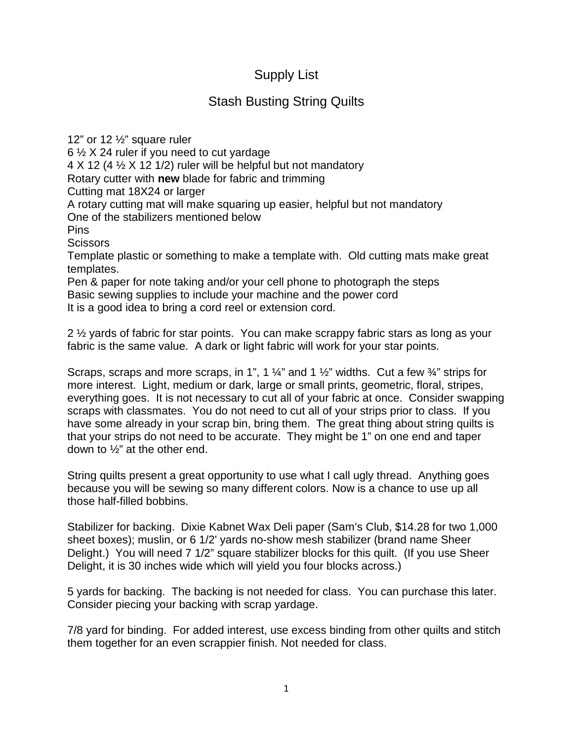# Supply List

## Stash Busting String Quilts

12" or 12 ½" square ruler  
6 ½ X 24 ruler if you need to cut yardage  
4 X 12 (4 ½ X 12 1/2) ruler will be helpful but not mandatory  
Rotary cutter with **new** blade for fabric and trimming  
Cutting mat 18X24 or larger  
A rotary cutting mat will make squaring up easier, helpful but not mandatory  
One of the stabilizers mentioned below  
Pins  
Scissors  
Template plastic or something to make a template with. Old cutting mats make great templates.  
Pen & paper for note taking and/or your cell phone to photograph the steps  
Basic sewing supplies to include your machine and the power cord  
It is a good idea to bring a cord reel or extension cord.

2 ½ yards of fabric for star points. You can make scrappy fabric stars as long as your fabric is the same value. A dark or light fabric will work for your star points.

Scraps, scraps and more scraps, in 1", 1 ¼" and 1 ½" widths. Cut a few ¾" strips for more interest. Light, medium or dark, large or small prints, geometric, floral, stripes, everything goes. It is not necessary to cut all of your fabric at once. Consider swapping scraps with classmates. You do not need to cut all of your strips prior to class. If you have some already in your scrap bin, bring them. The great thing about string quilts is that your strips do not need to be accurate. They might be 1" on one end and taper down to ½" at the other end.

String quilts present a great opportunity to use what I call ugly thread. Anything goes because you will be sewing so many different colors. Now is a chance to use up all those half-filled bobbins.

Stabilizer for backing. Dixie Kabnet Wax Deli paper (Sam's Club, $14.28 for two 1,000 sheet boxes); muslin, or 6 1/2' yards no-show mesh stabilizer (brand name Sheer Delight.) You will need 7 1/2" square stabilizer blocks for this quilt. (If you use Sheer Delight, it is 30 inches wide which will yield you four blocks across.)

5 yards for backing. The backing is not needed for class. You can purchase this later. Consider piecing your backing with scrap yardage.

7/8 yard for binding. For added interest, use excess binding from other quilts and stitch them together for an even scrappier finish. Not needed for class.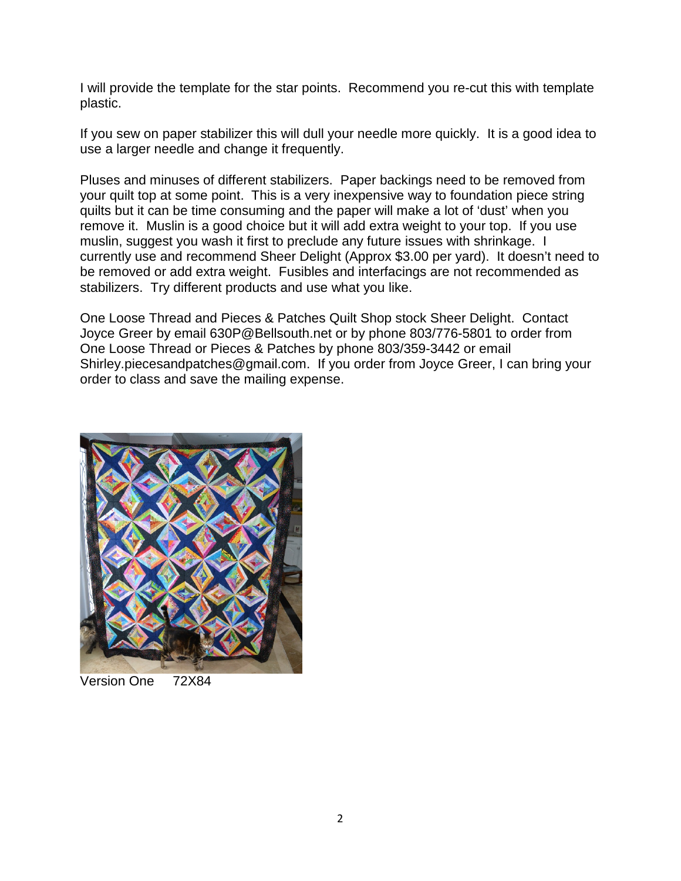I will provide the template for the star points. Recommend you re-cut this with template plastic.

If you sew on paper stabilizer this will dull your needle more quickly. It is a good idea to use a larger needle and change it frequently.

Pluses and minuses of different stabilizers. Paper backings need to be removed from your quilt top at some point. This is a very inexpensive way to foundation piece string quilts but it can be time consuming and the paper will make a lot of 'dust' when you remove it. Muslin is a good choice but it will add extra weight to your top. If you use muslin, suggest you wash it first to preclude any future issues with shrinkage. I currently use and recommend Sheer Delight (Approx $3.00 per yard). It doesn't need to be removed or add extra weight. Fusibles and interfacings are not recommended as stabilizers. Try different products and use what you like.

One Loose Thread and Pieces & Patches Quilt Shop stock Sheer Delight. Contact Joyce Greer by email 630P@Bellsouth.net or by phone 803/776-5801 to order from One Loose Thread or Pieces & Patches by phone 803/359-3442 or email Shirley.piecesandpatches@gmail.com. If you order from Joyce Greer, I can bring your order to class and save the mailing expense.

Version One     72X84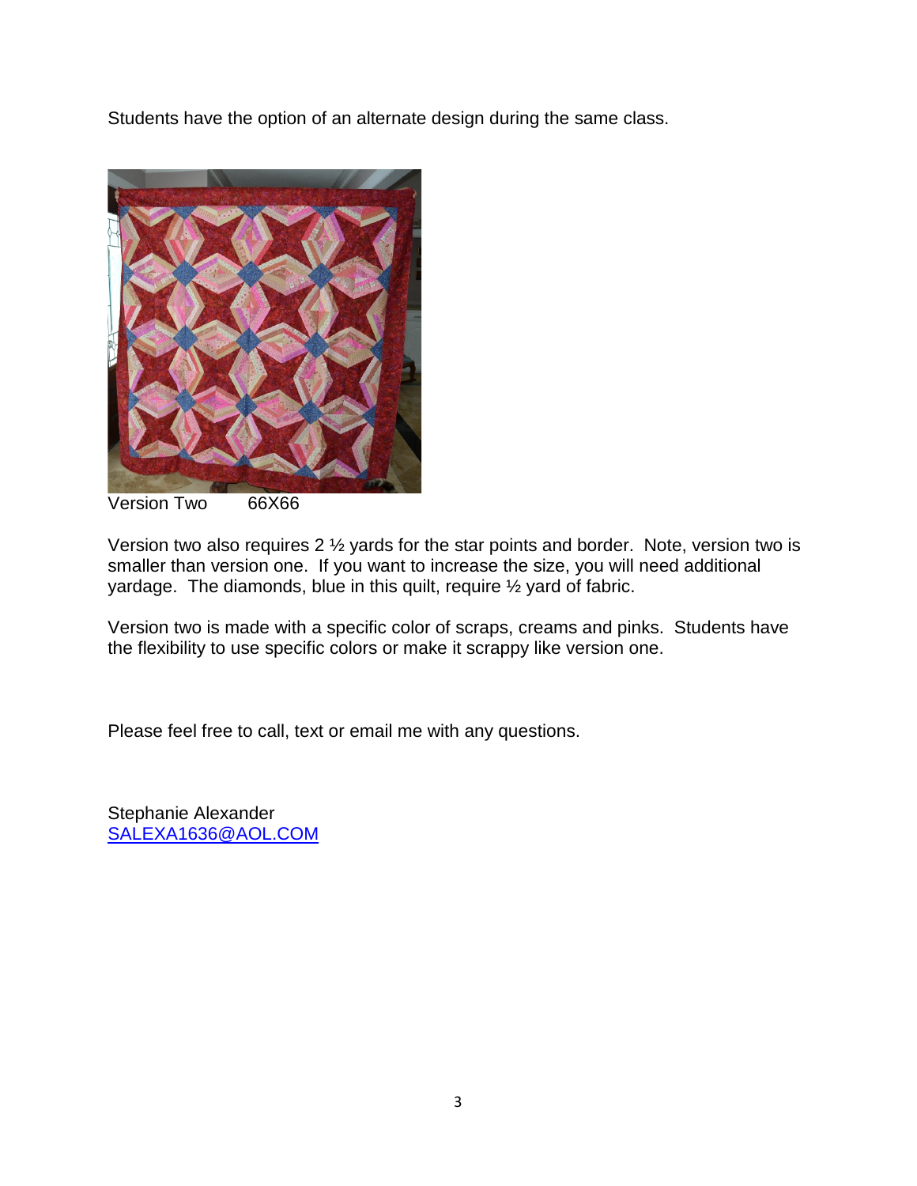Students have the option of an alternate design during the same class.

Version Two 66X66

Version two also requires 2 ½ yards for the star points and border. Note, version two is smaller than version one. If you want to increase the size, you will need additional yardage. The diamonds, blue in this quilt, require ½ yard of fabric.

Version two is made with a specific color of scraps, creams and pinks. Students have the flexibility to use specific colors or make it scrappy like version one.

Please feel free to call, text or email me with any questions.

Stephanie Alexander
SALEXA1636@AOL.COM